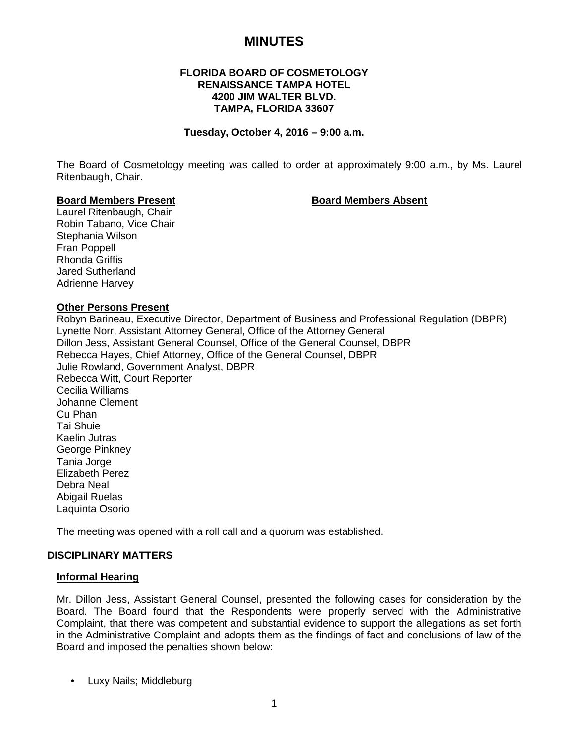# MINUTES

**FLORIDA BOARD OF COSMETOLOGY**
**RENAISSANCE TAMPA HOTEL**
**4200 JIM WALTER BLVD.**
**TAMPA, FLORIDA 33607**

**Tuesday, October 4, 2016 – 9:00 a.m.**

The Board of Cosmetology meeting was called to order at approximately 9:00 a.m., by Ms. Laurel Ritenbaugh, Chair.

| **Board Members Present** | **Board Members Absent** |
|---|---|
| Laurel Ritenbaugh, Chair | |
| Robin Tabano, Vice Chair | |
| Stephania Wilson | |
| Fran Poppell | |
| Rhonda Griffis | |
| Jared Sutherland | |
| Adrienne Harvey | |

**Other Persons Present**

Robyn Barineau, Executive Director, Department of Business and Professional Regulation (DBPR)
Lynette Norr, Assistant Attorney General, Office of the Attorney General
Dillon Jess, Assistant General Counsel, Office of the General Counsel, DBPR
Rebecca Hayes, Chief Attorney, Office of the General Counsel, DBPR
Julie Rowland, Government Analyst, DBPR
Rebecca Witt, Court Reporter
Cecilia Williams
Johanne Clement
Cu Phan
Tai Shuie
Kaelin Jutras
George Pinkney
Tania Jorge
Elizabeth Perez
Debra Neal
Abigail Ruelas
Laquinta Osorio

The meeting was opened with a roll call and a quorum was established.

## DISCIPLINARY MATTERS

**Informal Hearing**

Mr. Dillon Jess, Assistant General Counsel, presented the following cases for consideration by the Board. The Board found that the Respondents were properly served with the Administrative Complaint, that there was competent and substantial evidence to support the allegations as set forth in the Administrative Complaint and adopts them as the findings of fact and conclusions of law of the Board and imposed the penalties shown below:

- Luxy Nails; Middleburg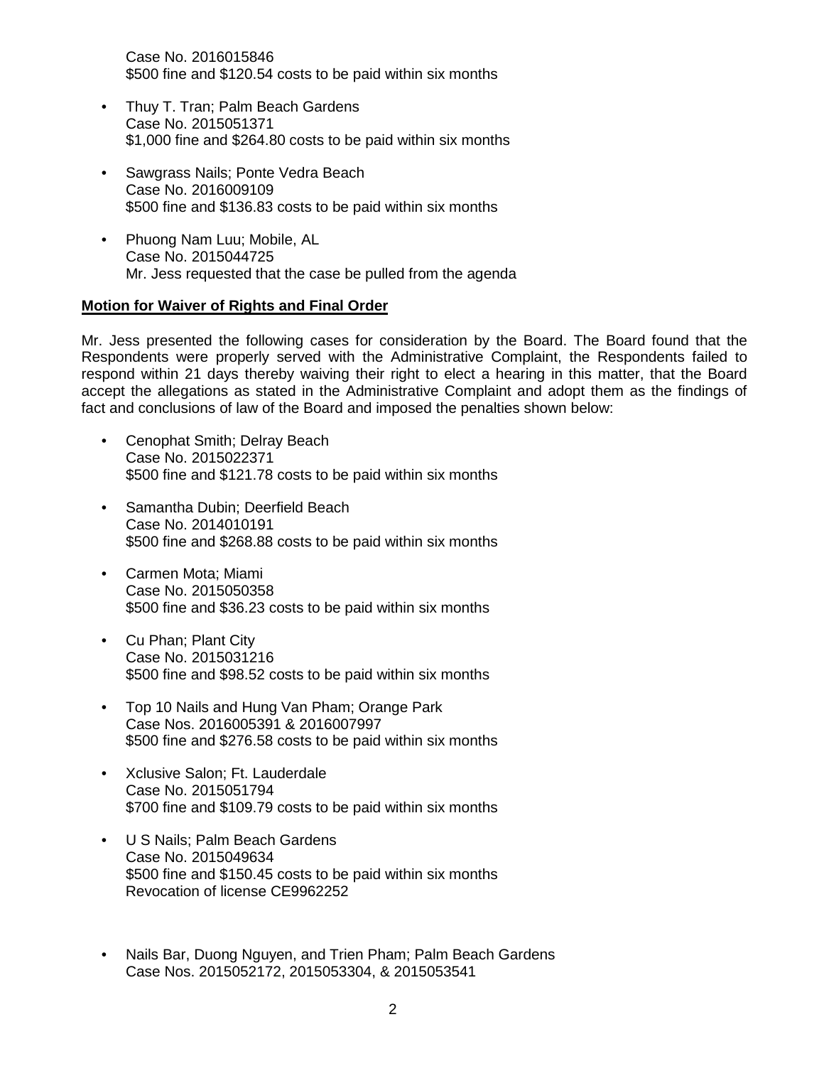Case No. 2016015846
$500 fine and $120.54 costs to be paid within six months

- Thuy T. Tran; Palm Beach Gardens
  Case No. 2015051371
  $1,000 fine and $264.80 costs to be paid within six months

- Sawgrass Nails; Ponte Vedra Beach
  Case No. 2016009109
  $500 fine and $136.83 costs to be paid within six months

- Phuong Nam Luu; Mobile, AL
  Case No. 2015044725
  Mr. Jess requested that the case be pulled from the agenda

**Motion for Waiver of Rights and Final Order**

Mr. Jess presented the following cases for consideration by the Board. The Board found that the Respondents were properly served with the Administrative Complaint, the Respondents failed to respond within 21 days thereby waiving their right to elect a hearing in this matter, that the Board accept the allegations as stated in the Administrative Complaint and adopt them as the findings of fact and conclusions of law of the Board and imposed the penalties shown below:

- Cenophat Smith; Delray Beach
  Case No. 2015022371
  $500 fine and $121.78 costs to be paid within six months

- Samantha Dubin; Deerfield Beach
  Case No. 2014010191
  $500 fine and $268.88 costs to be paid within six months

- Carmen Mota; Miami
  Case No. 2015050358
  $500 fine and $36.23 costs to be paid within six months

- Cu Phan; Plant City
  Case No. 2015031216
  $500 fine and $98.52 costs to be paid within six months

- Top 10 Nails and Hung Van Pham; Orange Park
  Case Nos. 2016005391 & 2016007997
  $500 fine and $276.58 costs to be paid within six months

- Xclusive Salon; Ft. Lauderdale
  Case No. 2015051794
  $700 fine and $109.79 costs to be paid within six months

- U S Nails; Palm Beach Gardens
  Case No. 2015049634
  $500 fine and $150.45 costs to be paid within six months
  Revocation of license CE9962252

- Nails Bar, Duong Nguyen, and Trien Pham; Palm Beach Gardens
  Case Nos. 2015052172, 2015053304, & 2015053541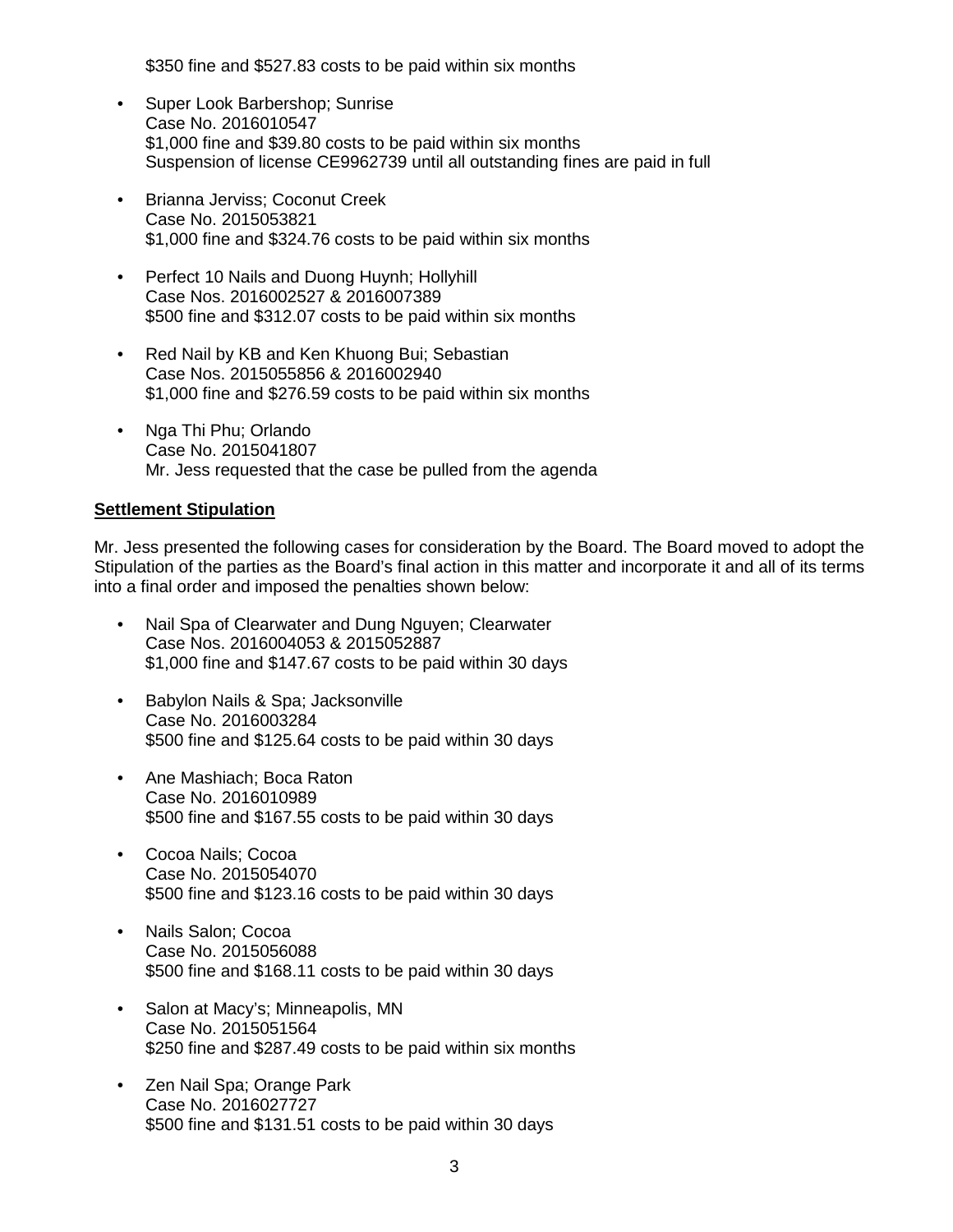$350 fine and $527.83 costs to be paid within six months

- Super Look Barbershop; Sunrise
  Case No. 2016010547
  $1,000 fine and $39.80 costs to be paid within six months
  Suspension of license CE9962739 until all outstanding fines are paid in full

- Brianna Jerviss; Coconut Creek
  Case No. 2015053821
  $1,000 fine and $324.76 costs to be paid within six months

- Perfect 10 Nails and Duong Huynh; Hollyhill
  Case Nos. 2016002527 & 2016007389
  $500 fine and $312.07 costs to be paid within six months

- Red Nail by KB and Ken Khuong Bui; Sebastian
  Case Nos. 2015055856 & 2016002940
  $1,000 fine and $276.59 costs to be paid within six months

- Nga Thi Phu; Orlando
  Case No. 2015041807
  Mr. Jess requested that the case be pulled from the agenda

**Settlement Stipulation**

Mr. Jess presented the following cases for consideration by the Board. The Board moved to adopt the Stipulation of the parties as the Board's final action in this matter and incorporate it and all of its terms into a final order and imposed the penalties shown below:

- Nail Spa of Clearwater and Dung Nguyen; Clearwater
  Case Nos. 2016004053 & 2015052887
  $1,000 fine and $147.67 costs to be paid within 30 days

- Babylon Nails & Spa; Jacksonville
  Case No. 2016003284
  $500 fine and $125.64 costs to be paid within 30 days

- Ane Mashiach; Boca Raton
  Case No. 2016010989
  $500 fine and $167.55 costs to be paid within 30 days

- Cocoa Nails; Cocoa
  Case No. 2015054070
  $500 fine and $123.16 costs to be paid within 30 days

- Nails Salon; Cocoa
  Case No. 2015056088
  $500 fine and $168.11 costs to be paid within 30 days

- Salon at Macy's; Minneapolis, MN
  Case No. 2015051564
  $250 fine and $287.49 costs to be paid within six months

- Zen Nail Spa; Orange Park
  Case No. 2016027727
  $500 fine and $131.51 costs to be paid within 30 days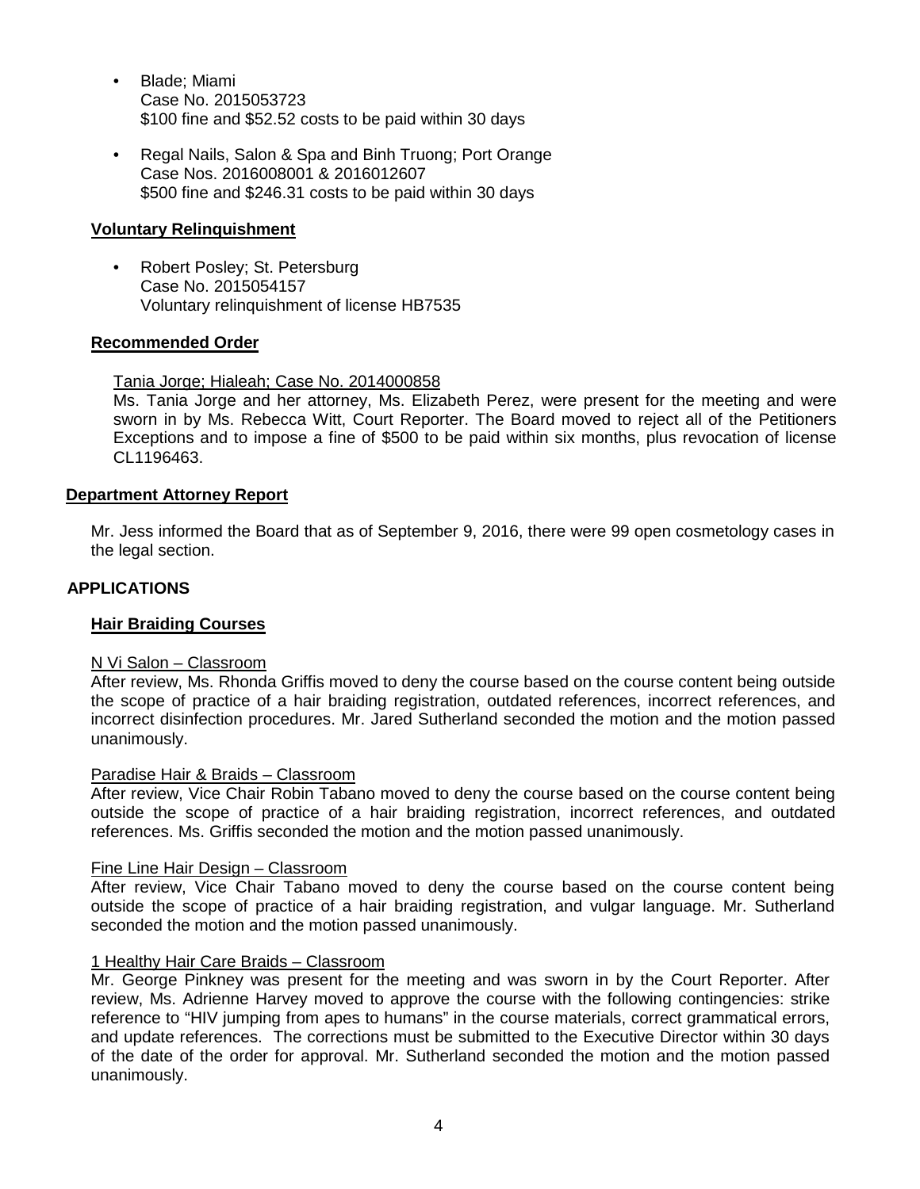- Blade; Miami
  Case No. 2015053723
  $100 fine and $52.52 costs to be paid within 30 days

- Regal Nails, Salon & Spa and Binh Truong; Port Orange
  Case Nos. 2016008001 & 2016012607
  $500 fine and $246.31 costs to be paid within 30 days

**Voluntary Relinquishment**

- Robert Posley; St. Petersburg
  Case No. 2015054157
  Voluntary relinquishment of license HB7535

**Recommended Order**

Tania Jorge; Hialeah; Case No. 2014000858
Ms. Tania Jorge and her attorney, Ms. Elizabeth Perez, were present for the meeting and were sworn in by Ms. Rebecca Witt, Court Reporter. The Board moved to reject all of the Petitioners Exceptions and to impose a fine of $500 to be paid within six months, plus revocation of license CL1196463.

**Department Attorney Report**

Mr. Jess informed the Board that as of September 9, 2016, there were 99 open cosmetology cases in the legal section.

**APPLICATIONS**

**Hair Braiding Courses**

N Vi Salon – Classroom
After review, Ms. Rhonda Griffis moved to deny the course based on the course content being outside the scope of practice of a hair braiding registration, outdated references, incorrect references, and incorrect disinfection procedures. Mr. Jared Sutherland seconded the motion and the motion passed unanimously.

Paradise Hair & Braids – Classroom
After review, Vice Chair Robin Tabano moved to deny the course based on the course content being outside the scope of practice of a hair braiding registration, incorrect references, and outdated references. Ms. Griffis seconded the motion and the motion passed unanimously.

Fine Line Hair Design – Classroom
After review, Vice Chair Tabano moved to deny the course based on the course content being outside the scope of practice of a hair braiding registration, and vulgar language. Mr. Sutherland seconded the motion and the motion passed unanimously.

1 Healthy Hair Care Braids – Classroom
Mr. George Pinkney was present for the meeting and was sworn in by the Court Reporter. After review, Ms. Adrienne Harvey moved to approve the course with the following contingencies: strike reference to "HIV jumping from apes to humans" in the course materials, correct grammatical errors, and update references. The corrections must be submitted to the Executive Director within 30 days of the date of the order for approval. Mr. Sutherland seconded the motion and the motion passed unanimously.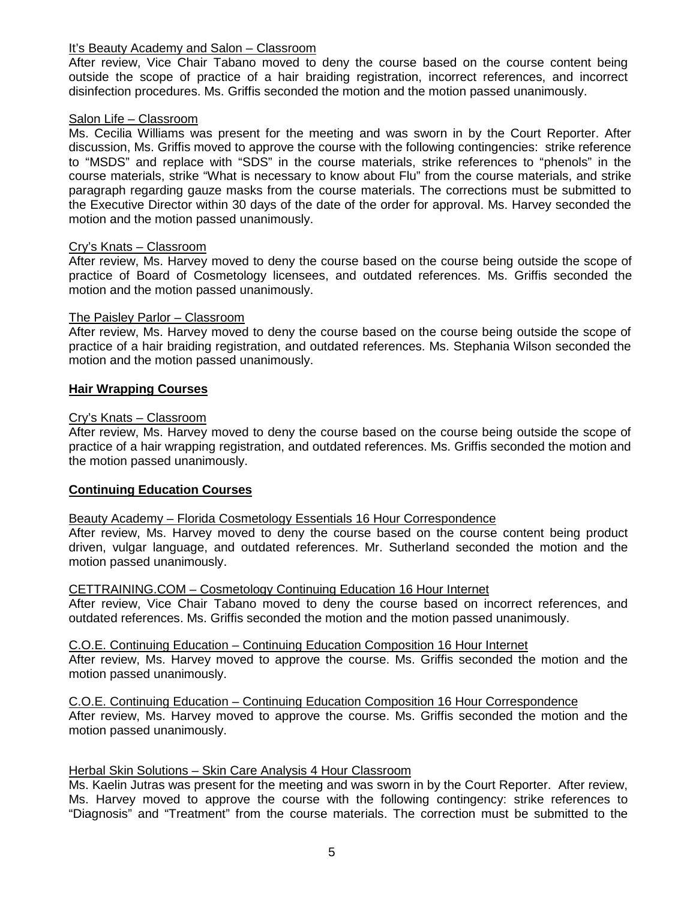It's Beauty Academy and Salon – Classroom

After review, Vice Chair Tabano moved to deny the course based on the course content being outside the scope of practice of a hair braiding registration, incorrect references, and incorrect disinfection procedures. Ms. Griffis seconded the motion and the motion passed unanimously.

Salon Life – Classroom

Ms. Cecilia Williams was present for the meeting and was sworn in by the Court Reporter. After discussion, Ms. Griffis moved to approve the course with the following contingencies: strike reference to "MSDS" and replace with "SDS" in the course materials, strike references to "phenols" in the course materials, strike "What is necessary to know about Flu" from the course materials, and strike paragraph regarding gauze masks from the course materials. The corrections must be submitted to the Executive Director within 30 days of the date of the order for approval. Ms. Harvey seconded the motion and the motion passed unanimously.

Cry's Knats – Classroom

After review, Ms. Harvey moved to deny the course based on the course being outside the scope of practice of Board of Cosmetology licensees, and outdated references. Ms. Griffis seconded the motion and the motion passed unanimously.

The Paisley Parlor – Classroom

After review, Ms. Harvey moved to deny the course based on the course being outside the scope of practice of a hair braiding registration, and outdated references. Ms. Stephania Wilson seconded the motion and the motion passed unanimously.

**Hair Wrapping Courses**

Cry's Knats – Classroom

After review, Ms. Harvey moved to deny the course based on the course being outside the scope of practice of a hair wrapping registration, and outdated references. Ms. Griffis seconded the motion and the motion passed unanimously.

**Continuing Education Courses**

Beauty Academy – Florida Cosmetology Essentials 16 Hour Correspondence

After review, Ms. Harvey moved to deny the course based on the course content being product driven, vulgar language, and outdated references. Mr. Sutherland seconded the motion and the motion passed unanimously.

CETTRAINING.COM – Cosmetology Continuing Education 16 Hour Internet

After review, Vice Chair Tabano moved to deny the course based on incorrect references, and outdated references. Ms. Griffis seconded the motion and the motion passed unanimously.

C.O.E. Continuing Education – Continuing Education Composition 16 Hour Internet

After review, Ms. Harvey moved to approve the course. Ms. Griffis seconded the motion and the motion passed unanimously.

C.O.E. Continuing Education – Continuing Education Composition 16 Hour Correspondence

After review, Ms. Harvey moved to approve the course. Ms. Griffis seconded the motion and the motion passed unanimously.

Herbal Skin Solutions – Skin Care Analysis 4 Hour Classroom

Ms. Kaelin Jutras was present for the meeting and was sworn in by the Court Reporter. After review, Ms. Harvey moved to approve the course with the following contingency: strike references to "Diagnosis" and "Treatment" from the course materials. The correction must be submitted to the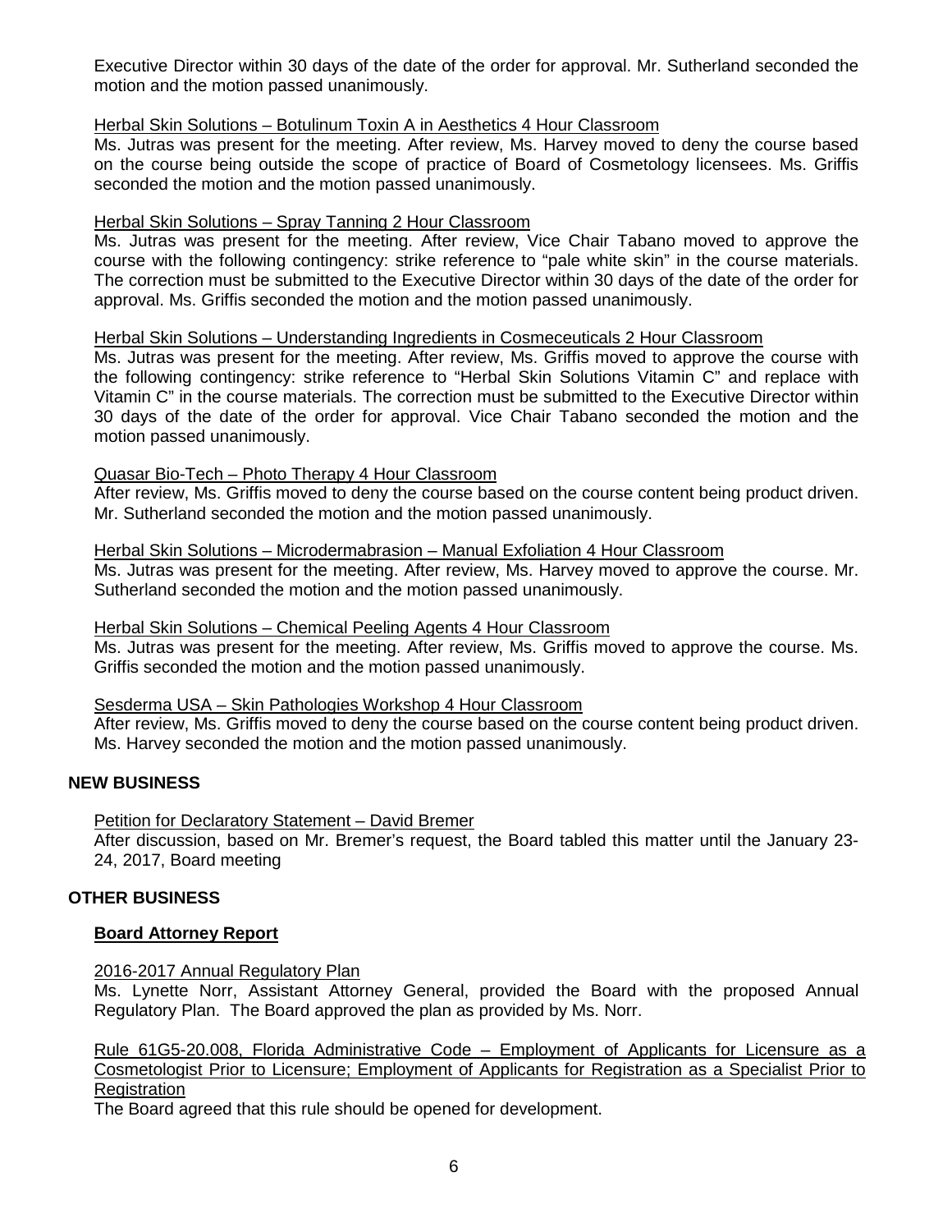Executive Director within 30 days of the date of the order for approval. Mr. Sutherland seconded the motion and the motion passed unanimously.

Herbal Skin Solutions – Botulinum Toxin A in Aesthetics 4 Hour Classroom

Ms. Jutras was present for the meeting. After review, Ms. Harvey moved to deny the course based on the course being outside the scope of practice of Board of Cosmetology licensees. Ms. Griffis seconded the motion and the motion passed unanimously.

Herbal Skin Solutions – Spray Tanning 2 Hour Classroom

Ms. Jutras was present for the meeting. After review, Vice Chair Tabano moved to approve the course with the following contingency: strike reference to "pale white skin" in the course materials. The correction must be submitted to the Executive Director within 30 days of the date of the order for approval. Ms. Griffis seconded the motion and the motion passed unanimously.

Herbal Skin Solutions – Understanding Ingredients in Cosmeceuticals 2 Hour Classroom

Ms. Jutras was present for the meeting. After review, Ms. Griffis moved to approve the course with the following contingency: strike reference to "Herbal Skin Solutions Vitamin C" and replace with Vitamin C" in the course materials. The correction must be submitted to the Executive Director within 30 days of the date of the order for approval. Vice Chair Tabano seconded the motion and the motion passed unanimously.

Quasar Bio-Tech – Photo Therapy 4 Hour Classroom

After review, Ms. Griffis moved to deny the course based on the course content being product driven. Mr. Sutherland seconded the motion and the motion passed unanimously.

Herbal Skin Solutions – Microdermabrasion – Manual Exfoliation 4 Hour Classroom

Ms. Jutras was present for the meeting. After review, Ms. Harvey moved to approve the course. Mr. Sutherland seconded the motion and the motion passed unanimously.

Herbal Skin Solutions – Chemical Peeling Agents 4 Hour Classroom

Ms. Jutras was present for the meeting. After review, Ms. Griffis moved to approve the course. Ms. Griffis seconded the motion and the motion passed unanimously.

Sesderma USA – Skin Pathologies Workshop 4 Hour Classroom

After review, Ms. Griffis moved to deny the course based on the course content being product driven. Ms. Harvey seconded the motion and the motion passed unanimously.

## NEW BUSINESS

Petition for Declaratory Statement – David Bremer

After discussion, based on Mr. Bremer's request, the Board tabled this matter until the January 23-24, 2017, Board meeting

## OTHER BUSINESS

### Board Attorney Report

2016-2017 Annual Regulatory Plan

Ms. Lynette Norr, Assistant Attorney General, provided the Board with the proposed Annual Regulatory Plan. The Board approved the plan as provided by Ms. Norr.

Rule 61G5-20.008, Florida Administrative Code – Employment of Applicants for Licensure as a Cosmetologist Prior to Licensure; Employment of Applicants for Registration as a Specialist Prior to Registration

The Board agreed that this rule should be opened for development.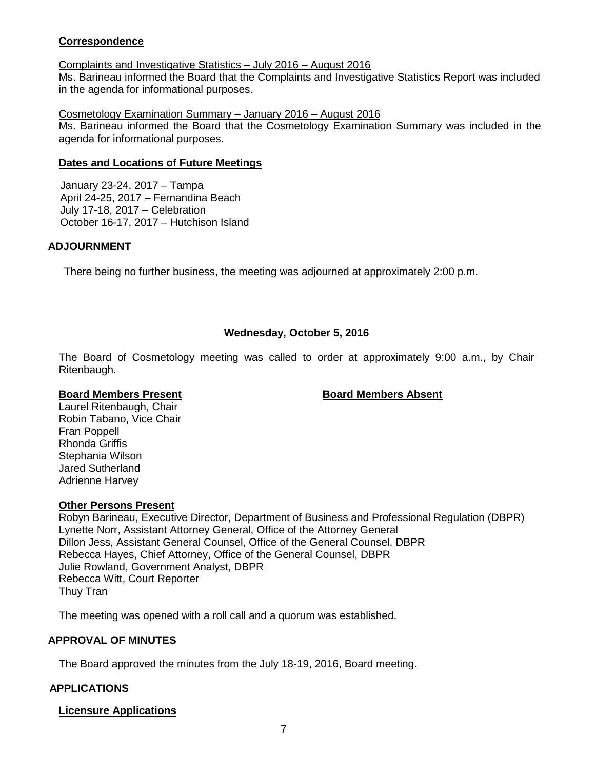**Correspondence**

Complaints and Investigative Statistics – July 2016 – August 2016
Ms. Barineau informed the Board that the Complaints and Investigative Statistics Report was included in the agenda for informational purposes.

Cosmetology Examination Summary – January 2016 – August 2016
Ms. Barineau informed the Board that the Cosmetology Examination Summary was included in the agenda for informational purposes.

**Dates and Locations of Future Meetings**

January 23-24, 2017 – Tampa
April 24-25, 2017 – Fernandina Beach
July 17-18, 2017 – Celebration
October 16-17, 2017 – Hutchison Island

## ADJOURNMENT

There being no further business, the meeting was adjourned at approximately 2:00 p.m.

**Wednesday, October 5, 2016**

The Board of Cosmetology meeting was called to order at approximately 9:00 a.m., by Chair Ritenbaugh.

**Board Members Present**

Laurel Ritenbaugh, Chair
Robin Tabano, Vice Chair
Fran Poppell
Rhonda Griffis
Stephania Wilson
Jared Sutherland
Adrienne Harvey

**Board Members Absent**

**Other Persons Present**

Robyn Barineau, Executive Director, Department of Business and Professional Regulation (DBPR)
Lynette Norr, Assistant Attorney General, Office of the Attorney General
Dillon Jess, Assistant General Counsel, Office of the General Counsel, DBPR
Rebecca Hayes, Chief Attorney, Office of the General Counsel, DBPR
Julie Rowland, Government Analyst, DBPR
Rebecca Witt, Court Reporter
Thuy Tran

The meeting was opened with a roll call and a quorum was established.

## APPROVAL OF MINUTES

The Board approved the minutes from the July 18-19, 2016, Board meeting.

## APPLICATIONS

**Licensure Applications**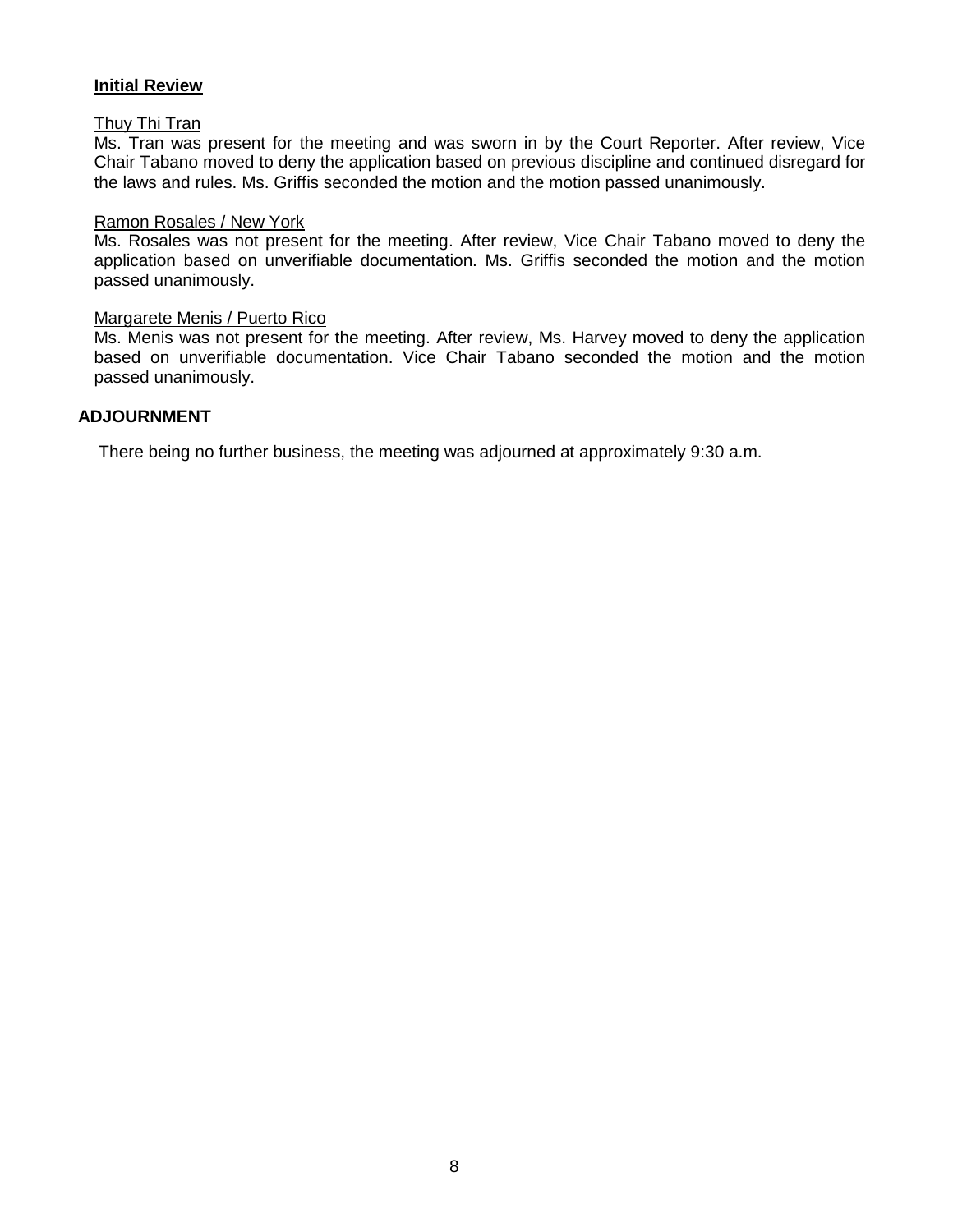**Initial Review**

Thuy Thi Tran

Ms. Tran was present for the meeting and was sworn in by the Court Reporter. After review, Vice Chair Tabano moved to deny the application based on previous discipline and continued disregard for the laws and rules. Ms. Griffis seconded the motion and the motion passed unanimously.

Ramon Rosales / New York

Ms. Rosales was not present for the meeting. After review, Vice Chair Tabano moved to deny the application based on unverifiable documentation. Ms. Griffis seconded the motion and the motion passed unanimously.

Margarete Menis / Puerto Rico

Ms. Menis was not present for the meeting. After review, Ms. Harvey moved to deny the application based on unverifiable documentation. Vice Chair Tabano seconded the motion and the motion passed unanimously.

## ADJOURNMENT

There being no further business, the meeting was adjourned at approximately 9:30 a.m.